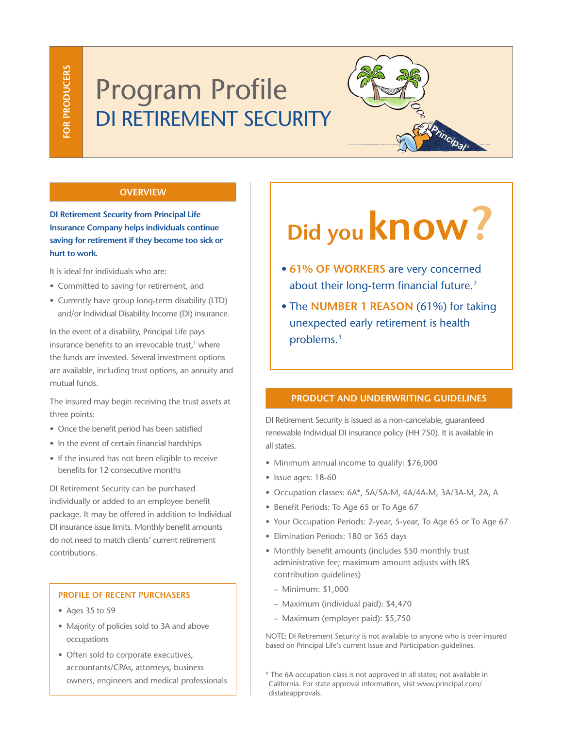FOR PRODUCERS

# Program Profile
## DI RETIREMENT SECURITY

### OVERVIEW

**DI Retirement Security from Principal Life Insurance Company helps individuals continue saving for retirement if they become too sick or hurt to work.**

It is ideal for individuals who are:

- Committed to saving for retirement, and
- Currently have group long-term disability (LTD) and/or Individual Disability Income (DI) insurance.

In the event of a disability, Principal Life pays insurance benefits to an irrevocable trust,[1] where the funds are invested. Several investment options are available, including trust options, an annuity and mutual funds.

The insured may begin receiving the trust assets at three points:

- Once the benefit period has been satisfied
- In the event of certain financial hardships
- If the insured has not been eligible to receive benefits for 12 consecutive months

DI Retirement Security can be purchased individually or added to an employee benefit package. It may be offered in addition to Individual DI insurance issue limits. Monthly benefit amounts do not need to match clients' current retirement contributions.

### PROFILE OF RECENT PURCHASERS

- Ages 35 to 59
- Majority of policies sold to 3A and above occupations
- Often sold to corporate executives, accountants/CPAs, attorneys, business owners, engineers and medical professionals

## Did you know?

- **61% OF WORKERS** are very concerned about their long-term financial future.[2]
- The **NUMBER 1 REASON** (61%) for taking unexpected early retirement is health problems.[3]

### PRODUCT AND UNDERWRITING GUIDELINES

DI Retirement Security is issued as a non-cancelable, guaranteed renewable Individual DI insurance policy (HH 750). It is available in all states.

- Minimum annual income to qualify: $76,000
- Issue ages: 18-60
- Occupation classes: 6A*, 5A/5A-M, 4A/4A-M, 3A/3A-M, 2A, A
- Benefit Periods: To Age 65 or To Age 67
- Your Occupation Periods: 2-year, 5-year, To Age 65 or To Age 67
- Elimination Periods: 180 or 365 days
- Monthly benefit amounts (includes $50 monthly trust administrative fee; maximum amount adjusts with IRS contribution guidelines)
  - Minimum: $1,000
  - Maximum (individual paid): $4,470
  - Maximum (employer paid): $5,750

NOTE: DI Retirement Security is not available to anyone who is over-insured based on Principal Life's current Issue and Participation guidelines.

* The 6A occupation class is not approved in all states; not available in California. For state approval information, visit www.principal.com/distateapprovals.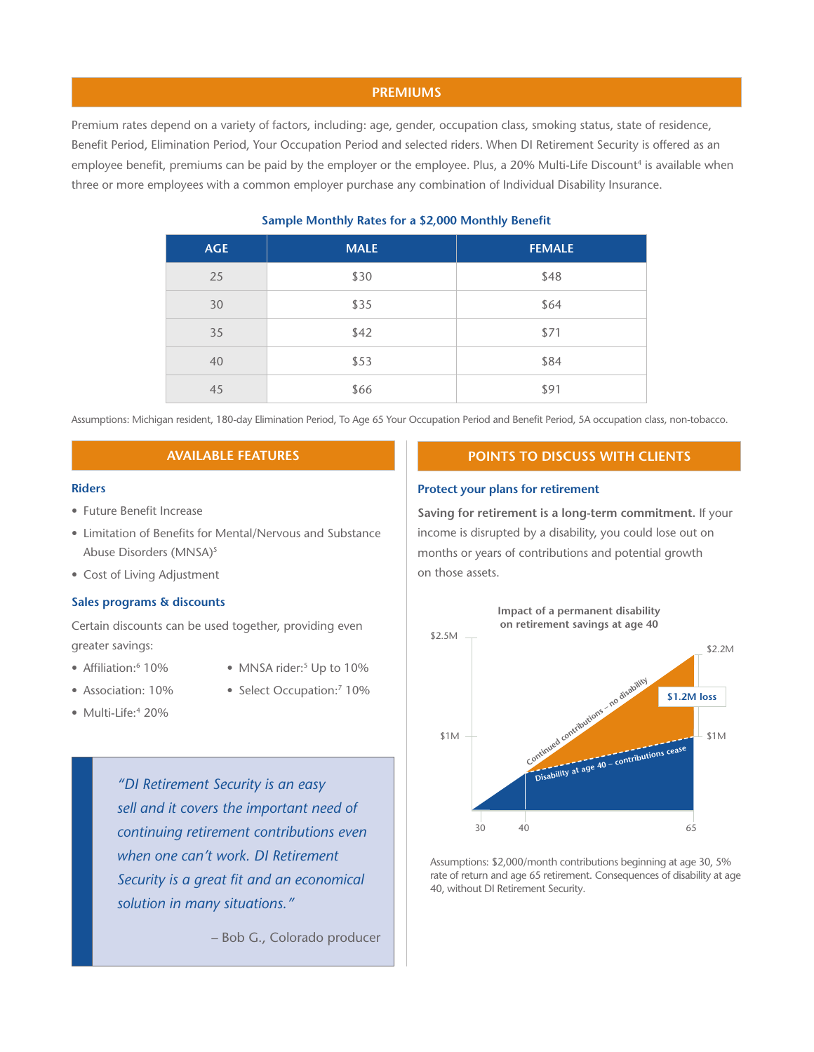## PREMIUMS

Premium rates depend on a variety of factors, including: age, gender, occupation class, smoking status, state of residence, Benefit Period, Elimination Period, Your Occupation Period and selected riders. When DI Retirement Security is offered as an employee benefit, premiums can be paid by the employer or the employee. Plus, a 20% Multi-Life Discount[4] is available when three or more employees with a common employer purchase any combination of Individual Disability Insurance.

**Sample Monthly Rates for a $2,000 Monthly Benefit**

| AGE | MALE | FEMALE |
|---|---|---|
| 25 | $30 | $48 |
| 30 | $35 | $64 |
| 35 | $42 | $71 |
| 40 | $53 | $84 |
| 45 | $66 | $91 |

Assumptions: Michigan resident, 180-day Elimination Period, To Age 65 Your Occupation Period and Benefit Period, 5A occupation class, non-tobacco.

## AVAILABLE FEATURES

### Riders

- Future Benefit Increase
- Limitation of Benefits for Mental/Nervous and Substance Abuse Disorders (MNSA)[5]
- Cost of Living Adjustment

### Sales programs & discounts

Certain discounts can be used together, providing even greater savings:

- Affiliation:[6] 10%
- Association: 10%
- Multi-Life:[4] 20%
- MNSA rider:[5] Up to 10%
- Select Occupation:[7] 10%

> *"DI Retirement Security is an easy sell and it covers the important need of continuing retirement contributions even when one can't work. DI Retirement Security is a great fit and an economical solution in many situations."*
>
> – Bob G., Colorado producer

## POINTS TO DISCUSS WITH CLIENTS

### Protect your plans for retirement

**Saving for retirement is a long-term commitment.** If your income is disrupted by a disability, you could lose out on months or years of contributions and potential growth on those assets.

**Impact of a permanent disability on retirement savings at age 40**

Chart: Continued contributions – no disability: $2.2M at age 65. Disability at age 40 – contributions cease: $1M at age 65. $1.2M loss. (Axis: $1M, $2.5M; ages 30, 40, 65)

Assumptions: $2,000/month contributions beginning at age 30, 5% rate of return and age 65 retirement. Consequences of disability at age 40, without DI Retirement Security.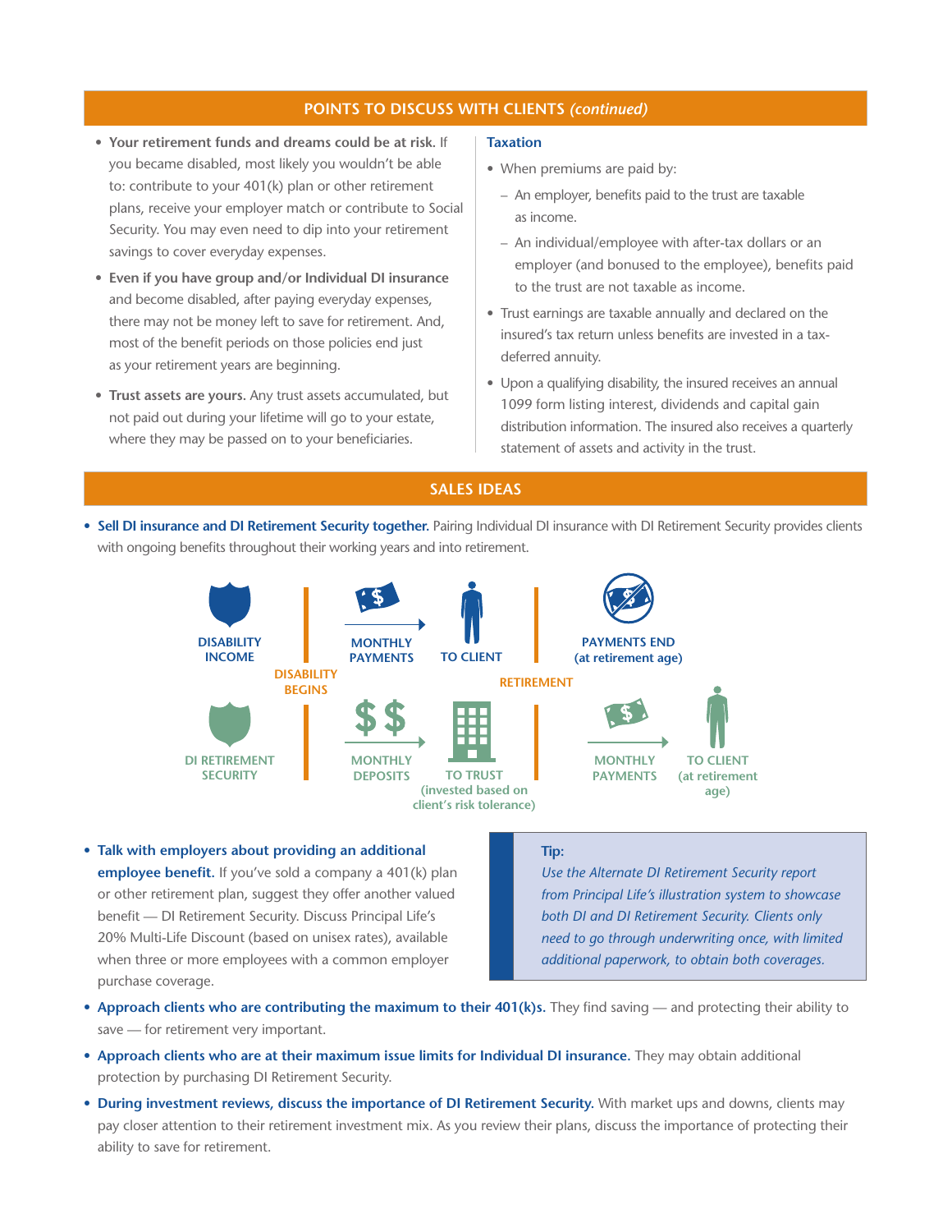## POINTS TO DISCUSS WITH CLIENTS *(continued)*

- **Your retirement funds and dreams could be at risk.** If you became disabled, most likely you wouldn't be able to: contribute to your 401(k) plan or other retirement plans, receive your employer match or contribute to Social Security. You may even need to dip into your retirement savings to cover everyday expenses.
- **Even if you have group and/or Individual DI insurance** and become disabled, after paying everyday expenses, there may not be money left to save for retirement. And, most of the benefit periods on those policies end just as your retirement years are beginning.
- **Trust assets are yours.** Any trust assets accumulated, but not paid out during your lifetime will go to your estate, where they may be passed on to your beneficiaries.

### Taxation

- When premiums are paid by:
  - An employer, benefits paid to the trust are taxable as income.
  - An individual/employee with after-tax dollars or an employer (and bonused to the employee), benefits paid to the trust are not taxable as income.
- Trust earnings are taxable annually and declared on the insured's tax return unless benefits are invested in a tax-deferred annuity.
- Upon a qualifying disability, the insured receives an annual 1099 form listing interest, dividends and capital gain distribution information. The insured also receives a quarterly statement of assets and activity in the trust.

## SALES IDEAS

- **Sell DI insurance and DI Retirement Security together.** Pairing Individual DI insurance with DI Retirement Security provides clients with ongoing benefits throughout their working years and into retirement.

DISABILITY INCOME — DISABILITY BEGINS — MONTHLY PAYMENTS → TO CLIENT — RETIREMENT — PAYMENTS END (at retirement age)

DI RETIREMENT SECURITY — DISABILITY BEGINS — MONTHLY DEPOSITS → TO TRUST (invested based on client's risk tolerance) — RETIREMENT — MONTHLY PAYMENTS → TO CLIENT (at retirement age)

- **Talk with employers about providing an additional employee benefit.** If you've sold a company a 401(k) plan or other retirement plan, suggest they offer another valued benefit — DI Retirement Security. Discuss Principal Life's 20% Multi-Life Discount (based on unisex rates), available when three or more employees with a common employer purchase coverage.

> **Tip:**
> *Use the Alternate DI Retirement Security report from Principal Life's illustration system to showcase both DI and DI Retirement Security. Clients only need to go through underwriting once, with limited additional paperwork, to obtain both coverages.*

- **Approach clients who are contributing the maximum to their 401(k)s.** They find saving — and protecting their ability to save — for retirement very important.
- **Approach clients who are at their maximum issue limits for Individual DI insurance.** They may obtain additional protection by purchasing DI Retirement Security.
- **During investment reviews, discuss the importance of DI Retirement Security.** With market ups and downs, clients may pay closer attention to their retirement investment mix. As you review their plans, discuss the importance of protecting their ability to save for retirement.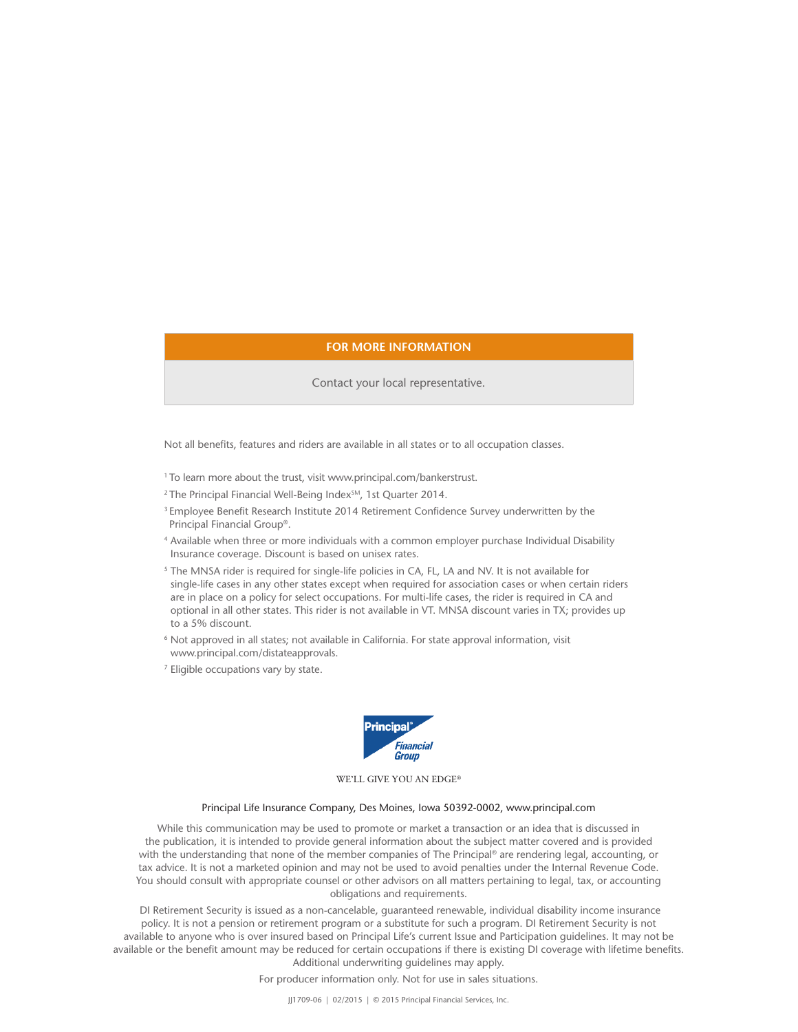## FOR MORE INFORMATION

Contact your local representative.

Not all benefits, features and riders are available in all states or to all occupation classes.

[1] To learn more about the trust, visit www.principal.com/bankerstrust.

[2] The Principal Financial Well-Being Index℠, 1st Quarter 2014.

[3] Employee Benefit Research Institute 2014 Retirement Confidence Survey underwritten by the Principal Financial Group®.

[4] Available when three or more individuals with a common employer purchase Individual Disability Insurance coverage. Discount is based on unisex rates.

[5] The MNSA rider is required for single-life policies in CA, FL, LA and NV. It is not available for single-life cases in any other states except when required for association cases or when certain riders are in place on a policy for select occupations. For multi-life cases, the rider is required in CA and optional in all other states. This rider is not available in VT. MNSA discount varies in TX; provides up to a 5% discount.

[6] Not approved in all states; not available in California. For state approval information, visit www.principal.com/distateapprovals.

[7] Eligible occupations vary by state.

Principal® Financial Group

WE'LL GIVE YOU AN EDGE®

Principal Life Insurance Company, Des Moines, Iowa 50392-0002, www.principal.com

While this communication may be used to promote or market a transaction or an idea that is discussed in the publication, it is intended to provide general information about the subject matter covered and is provided with the understanding that none of the member companies of The Principal® are rendering legal, accounting, or tax advice. It is not a marketed opinion and may not be used to avoid penalties under the Internal Revenue Code. You should consult with appropriate counsel or other advisors on all matters pertaining to legal, tax, or accounting obligations and requirements.

DI Retirement Security is issued as a non-cancelable, guaranteed renewable, individual disability income insurance policy. It is not a pension or retirement program or a substitute for such a program. DI Retirement Security is not available to anyone who is over insured based on Principal Life's current Issue and Participation guidelines. It may not be available or the benefit amount may be reduced for certain occupations if there is existing DI coverage with lifetime benefits. Additional underwriting guidelines may apply.

For producer information only. Not for use in sales situations.

JJ1709-06 | 02/2015 | © 2015 Principal Financial Services, Inc.